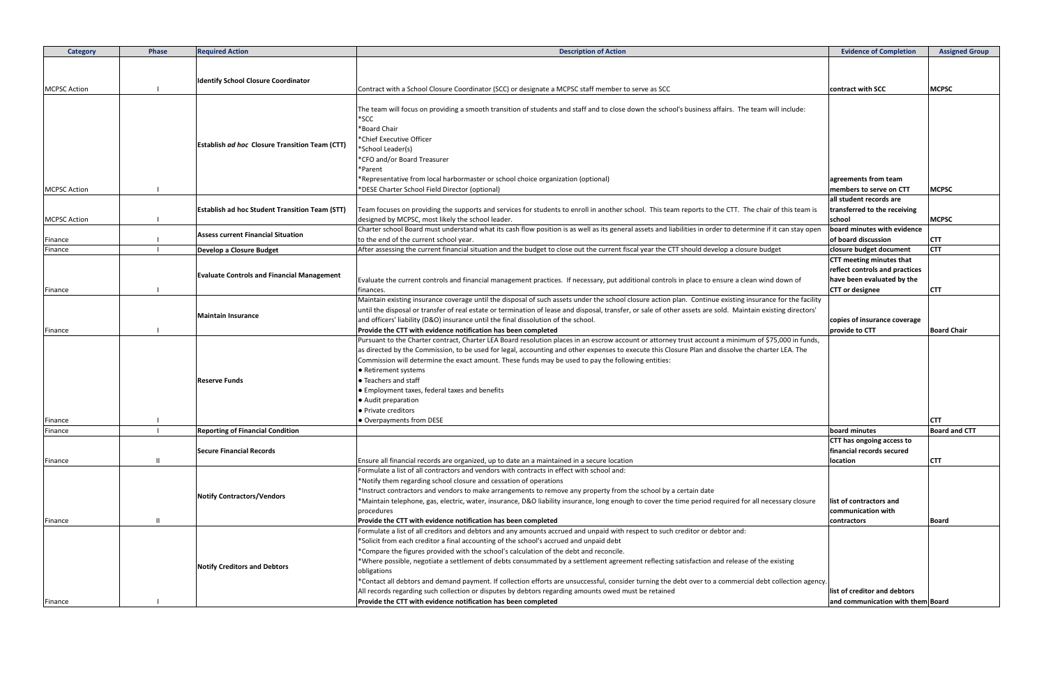| Category | Phase | Required Action | Description of Action | Evidence of Completion | Assigned Group |
|---|---|---|---|---|---|
| MCPSC Action | I | **Identify School Closure Coordinator** | Contract with a School Closure Coordinator (SCC) or designate a MCPSC staff member to serve as SCC | **contract with SCC** | **MCPSC** |
| MCPSC Action | I | **Establish *ad hoc* Closure Transition Team (CTT)** | The team will focus on providing a smooth transition of students and staff and to close down the school's business affairs. The team will include:<br>*SCC<br>*Board Chair<br>*Chief Executive Officer<br>*School Leader(s)<br>*CFO and/or Board Treasurer<br>*Parent<br>*Representative from local harbormaster or school choice organization (optional)<br>*DESE Charter School Field Director (optional) | **agreements from team members to serve on CTT** | **MCPSC** |
| MCPSC Action | I | **Establish ad hoc Student Transition Team (STT)** | Team focuses on providing the supports and services for students to enroll in another school. This team reports to the CTT. The chair of this team is designed by MCPSC, most likely the school leader. | **all student records are transferred to the receiving school** | **MCPSC** |
| Finance | I | **Assess current Financial Situation** | Charter school Board must understand what its cash flow position is as well as its general assets and liabilities in order to determine if it can stay open to the end of the current school year. | **board minutes with evidence of board discussion** | **CTT** |
| Finance | I | **Develop a Closure Budget** | After assessing the current financial situation and the budget to close out the current fiscal year the CTT should develop a closure budget | **closure budget document** | **CTT** |
| Finance | I | **Evaluate Controls and Financial Management** | Evaluate the current controls and financial management practices. If necessary, put additional controls in place to ensure a clean wind down of finances. | **CTT meeting minutes that reflect controls and practices have been evaluated by the CTT or designee** | **CTT** |
| Finance | I | **Maintain Insurance** | Maintain existing insurance coverage until the disposal of such assets under the school closure action plan. Continue existing insurance for the facility until the disposal or transfer of real estate or termination of lease and disposal, transfer, or sale of other assets are sold. Maintain existing directors' and officers' liability (D&O) insurance until the final dissolution of the school.<br>**Provide the CTT with evidence notification has been completed** | **copies of insurance coverage provide to CTT** | **Board Chair** |
| Finance | I | **Reserve Funds** | Pursuant to the Charter contract, Charter LEA Board resolution places in an escrow account or attorney trust account a minimum of $75,000 in funds, as directed by the Commission, to be used for legal, accounting and other expenses to execute this Closure Plan and dissolve the charter LEA. The Commission will determine the exact amount. These funds may be used to pay the following entities:<br>• Retirement systems<br>• Teachers and staff<br>• Employment taxes, federal taxes and benefits<br>• Audit preparation<br>• Private creditors<br>• Overpayments from DESE | | **CTT** |
| Finance | I | **Reporting of Financial Condition** | | **board minutes** | **Board and CTT** |
| Finance | II | **Secure Financial Records** | Ensure all financial records are organized, up to date an a maintained in a secure location | **CTT has ongoing access to financial records secured location** | **CTT** |
| Finance | II | **Notify Contractors/Vendors** | Formulate a list of all contractors and vendors with contracts in effect with school and:<br>*Notify them regarding school closure and cessation of operations<br>*Instruct contractors and vendors to make arrangements to remove any property from the school by a certain date<br>*Maintain telephone, gas, electric, water, insurance, D&O liability insurance, long enough to cover the time period required for all necessary closure procedures<br>**Provide the CTT with evidence notification has been completed** | **list of contractors and communication with contractors** | **Board** |
| Finance | I | **Notify Creditors and Debtors** | Formulate a list of all creditors and debtors and any amounts accrued and unpaid with respect to such creditor or debtor and:<br>*Solicit from each creditor a final accounting of the school's accrued and unpaid debt<br>*Compare the figures provided with the school's calculation of the debt and reconcile.<br>*Where possible, negotiate a settlement of debts consummated by a settlement agreement reflecting satisfaction and release of the existing obligations<br>*Contact all debtors and demand payment. If collection efforts are unsuccessful, consider turning the debt over to a commercial debt collection agency. All records regarding such collection or disputes by debtors regarding amounts owed must be retained<br>**Provide the CTT with evidence notification has been completed** | **list of creditor and debtors and communication with them** | **Board** |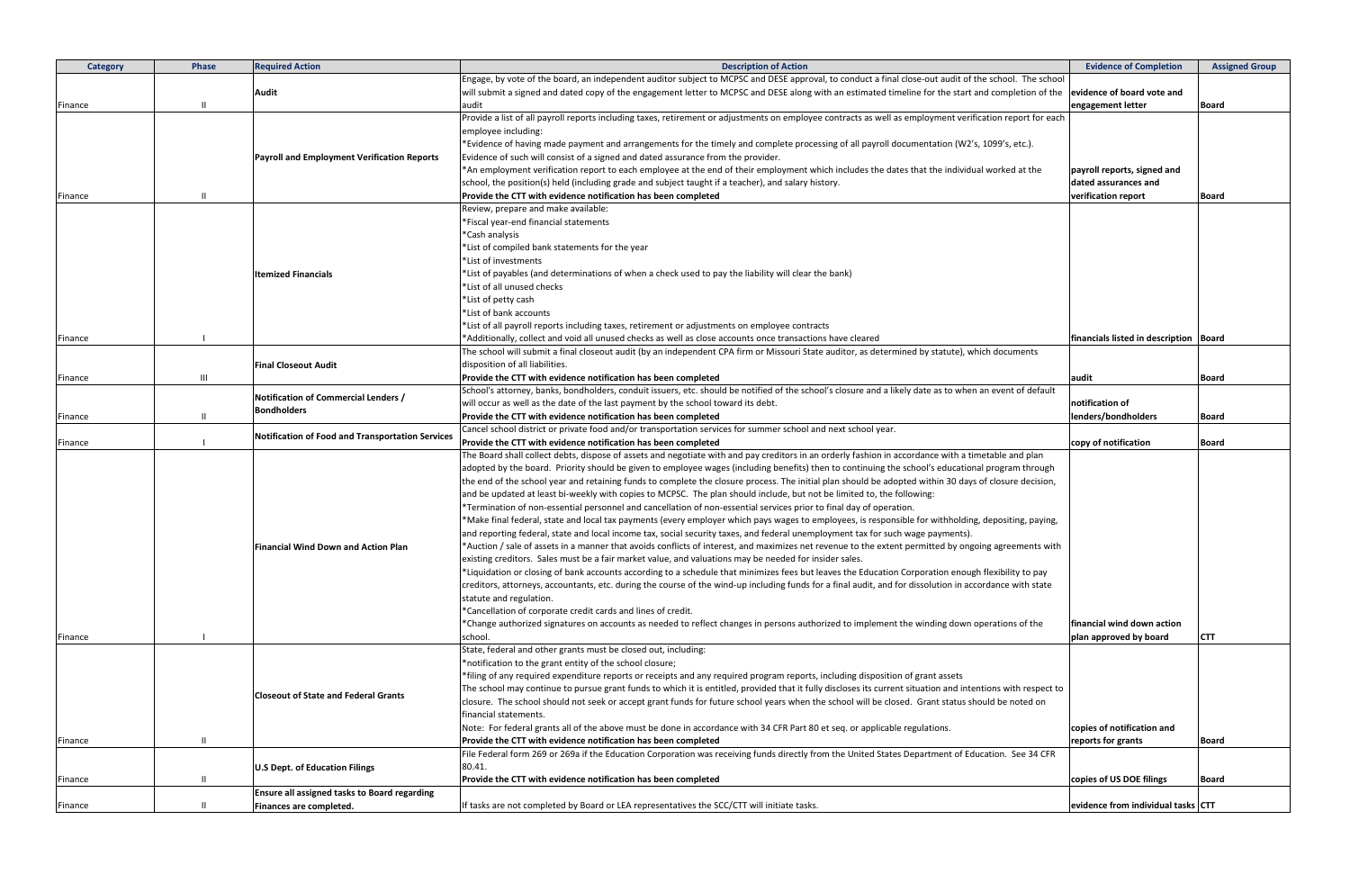| Category | Phase | Required Action | Description of Action | Evidence of Completion | Assigned Group |
|---|---|---|---|---|---|
| Finance | II | **Audit** | Engage, by vote of the board, an independent auditor subject to MCPSC and DESE approval, to conduct a final close-out audit of the school. The school will submit a signed and dated copy of the engagement letter to MCPSC and DESE along with an estimated timeline for the start and completion of the audit | **evidence of board vote and engagement letter** | **Board** |
| Finance | II | **Payroll and Employment Verification Reports** | Provide a list of all payroll reports including taxes, retirement or adjustments on employee contracts as well as employment verification report for each employee including:<br>*Evidence of having made payment and arrangements for the timely and complete processing of all payroll documentation (W2's, 1099's, etc.). Evidence of such will consist of a signed and dated assurance from the provider.<br>*An employment verification report to each employee at the end of their employment which includes the dates that the individual worked at the school, the position(s) held (including grade and subject taught if a teacher), and salary history.<br>**Provide the CTT with evidence notification has been completed** | **payroll reports, signed and dated assurances and verification report** | **Board** |
| Finance | I | **Itemized Financials** | Review, prepare and make available:<br>*Fiscal year-end financial statements<br>*Cash analysis<br>*List of compiled bank statements for the year<br>*List of investments<br>*List of payables (and determinations of when a check used to pay the liability will clear the bank)<br>*List of all unused checks<br>*List of petty cash<br>*List of bank accounts<br>*List of all payroll reports including taxes, retirement or adjustments on employee contracts<br>*Additionally, collect and void all unused checks as well as close accounts once transactions have cleared | **financials listed in description** | **Board** |
| Finance | III | **Final Closeout Audit** | The school will submit a final closeout audit (by an independent CPA firm or Missouri State auditor, as determined by statute), which documents disposition of all liabilities.<br>**Provide the CTT with evidence notification has been completed** | **audit** | **Board** |
| Finance | II | **Notification of Commercial Lenders / Bondholders** | School's attorney, banks, bondholders, conduit issuers, etc. should be notified of the school's closure and a likely date as to when an event of default will occur as well as the date of the last payment by the school toward its debt.<br>**Provide the CTT with evidence notification has been completed** | **notification of lenders/bondholders** | **Board** |
| Finance | I | **Notification of Food and Transportation Services** | Cancel school district or private food and/or transportation services for summer school and next school year.<br>**Provide the CTT with evidence notification has been completed** | **copy of notification** | **Board** |
| Finance | I | **Financial Wind Down and Action Plan** | The Board shall collect debts, dispose of assets and negotiate with and pay creditors in an orderly fashion in accordance with a timetable and plan adopted by the board. Priority should be given to employee wages (including benefits) then to continuing the school's educational program through the end of the school year and retaining funds to complete the closure process. The initial plan should be adopted within 30 days of closure decision, and be updated at least bi-weekly with copies to MCPSC. The plan should include, but not be limited to, the following:<br>*Termination of non-essential personnel and cancellation of non-essential services prior to final day of operation.<br>*Make final federal, state and local tax payments (every employer which pays wages to employees, is responsible for withholding, depositing, paying, and reporting federal, state and local income tax, social security taxes, and federal unemployment tax for such wage payments).<br>*Auction / sale of assets in a manner that avoids conflicts of interest, and maximizes net revenue to the extent permitted by ongoing agreements with existing creditors. Sales must be a fair market value, and valuations may be needed for insider sales.<br>*Liquidation or closing of bank accounts according to a schedule that minimizes fees but leaves the Education Corporation enough flexibility to pay creditors, attorneys, accountants, etc. during the course of the wind-up including funds for a final audit, and for dissolution in accordance with state statute and regulation.<br>*Cancellation of corporate credit cards and lines of credit.<br>*Change authorized signatures on accounts as needed to reflect changes in persons authorized to implement the winding down operations of the school. | **financial wind down action plan approved by board** | **CTT** |
| Finance | II | **Closeout of State and Federal Grants** | State, federal and other grants must be closed out, including:<br>*notification to the grant entity of the school closure;<br>*filing of any required expenditure reports or receipts and any required program reports, including disposition of grant assets<br>The school may continue to pursue grant funds to which it is entitled, provided that it fully discloses its current situation and intentions with respect to closure. The school should not seek or accept grant funds for future school years when the school will be closed. Grant status should be noted on financial statements.<br>Note: For federal grants all of the above must be done in accordance with 34 CFR Part 80 et seq. or applicable regulations.<br>**Provide the CTT with evidence notification has been completed** | **copies of notification and reports for grants** | **Board** |
| Finance | II | **U.S Dept. of Education Filings** | File Federal form 269 or 269a if the Education Corporation was receiving funds directly from the United States Department of Education. See 34 CFR 80.41.<br>**Provide the CTT with evidence notification has been completed** | **copies of US DOE filings** | **Board** |
| Finance | II | **Ensure all assigned tasks to Board regarding Finances are completed.** | If tasks are not completed by Board or LEA representatives the SCC/CTT will initiate tasks. | **evidence from individual tasks** | **CTT** |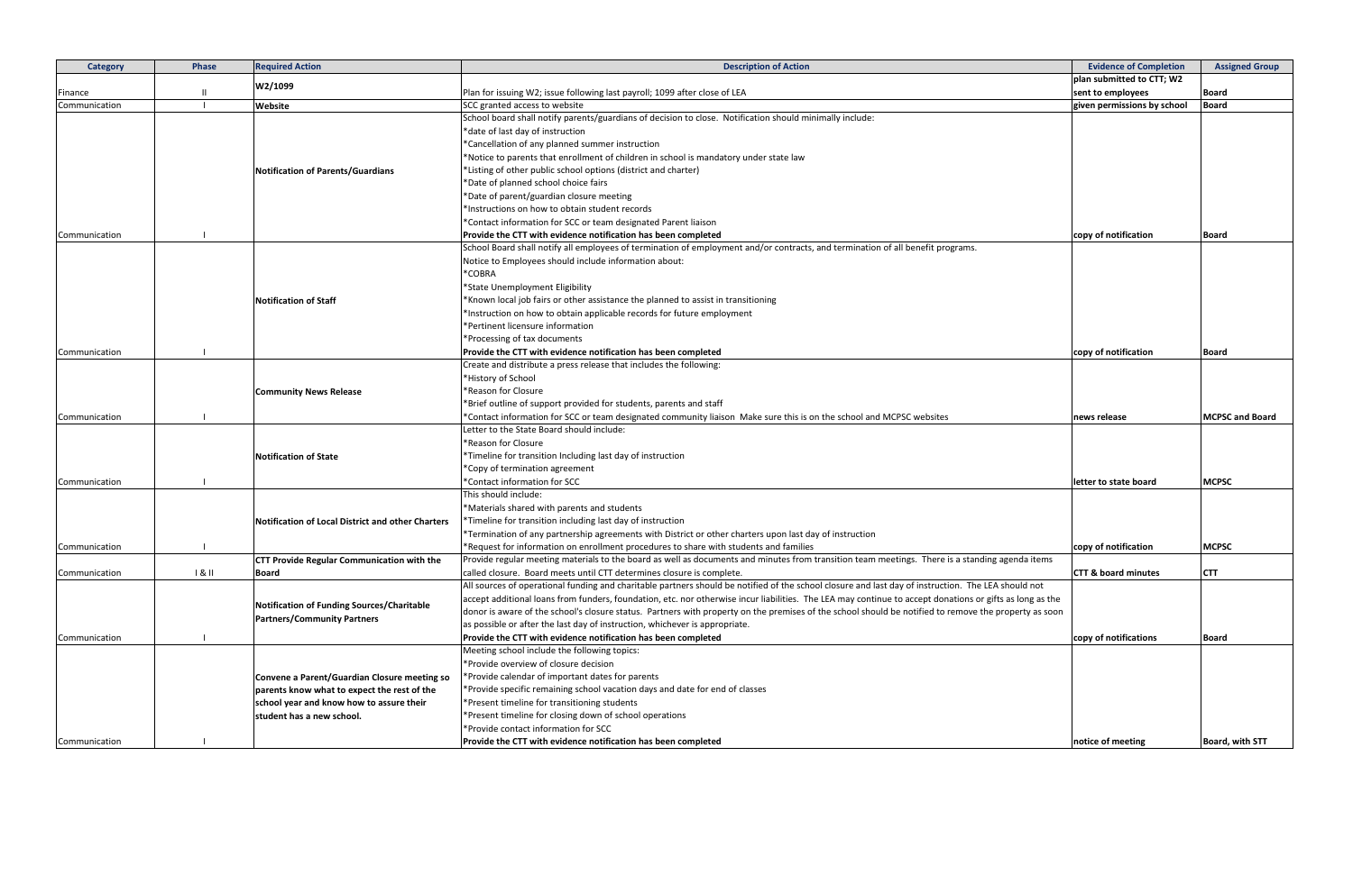| Category | Phase | Required Action | Description of Action | Evidence of Completion | Assigned Group |
|---|---|---|---|---|---|
| Finance | II | **W2/1099** | Plan for issuing W2; issue following last payroll; 1099 after close of LEA | **plan submitted to CTT; W2 sent to employees** | **Board** |
| Communication | I | **Website** | SCC granted access to website | **given permissions by school** | **Board** |
| Communication | I | **Notification of Parents/Guardians** | School board shall notify parents/guardians of decision to close. Notification should minimally include:<br>*date of last day of instruction<br>*Cancellation of any planned summer instruction<br>*Notice to parents that enrollment of children in school is mandatory under state law<br>*Listing of other public school options (district and charter)<br>*Date of planned school choice fairs<br>*Date of parent/guardian closure meeting<br>*Instructions on how to obtain student records<br>*Contact information for SCC or team designated Parent liaison<br>**Provide the CTT with evidence notification has been completed** | **copy of notification** | **Board** |
| Communication | I | **Notification of Staff** | School Board shall notify all employees of termination of employment and/or contracts, and termination of all benefit programs.<br>Notice to Employees should include information about:<br>*COBRA<br>*State Unemployment Eligibility<br>*Known local job fairs or other assistance the planned to assist in transitioning<br>*Instruction on how to obtain applicable records for future employment<br>*Pertinent licensure information<br>*Processing of tax documents<br>**Provide the CTT with evidence notification has been completed** | **copy of notification** | **Board** |
| Communication | I | **Community News Release** | Create and distribute a press release that includes the following:<br>*History of School<br>*Reason for Closure<br>*Brief outline of support provided for students, parents and staff<br>*Contact information for SCC or team designated community liaison Make sure this is on the school and MCPSC websites | **news release** | **MCPSC and Board** |
| Communication | I | **Notification of State** | Letter to the State Board should include:<br>*Reason for Closure<br>*Timeline for transition Including last day of instruction<br>*Copy of termination agreement<br>*Contact information for SCC | **letter to state board** | **MCPSC** |
| Communication | I | **Notification of Local District and other Charters** | This should include:<br>*Materials shared with parents and students<br>*Timeline for transition including last day of instruction<br>*Termination of any partnership agreements with District or other charters upon last day of instruction<br>*Request for information on enrollment procedures to share with students and families | **copy of notification** | **MCPSC** |
| Communication | I & II | **CTT Provide Regular Communication with the Board** | Provide regular meeting materials to the board as well as documents and minutes from transition team meetings. There is a standing agenda items called closure. Board meets until CTT determines closure is complete. | **CTT & board minutes** | **CTT** |
| Communication | I | **Notification of Funding Sources/Charitable Partners/Community Partners** | All sources of operational funding and charitable partners should be notified of the school closure and last day of instruction. The LEA should not accept additional loans from funders, foundation, etc. nor otherwise incur liabilities. The LEA may continue to accept donations or gifts as long as the donor is aware of the school's closure status. Partners with property on the premises of the school should be notified to remove the property as soon as possible or after the last day of instruction, whichever is appropriate.<br>**Provide the CTT with evidence notification has been completed** | **copy of notifications** | **Board** |
| Communication | I | **Convene a Parent/Guardian Closure meeting so parents know what to expect the rest of the school year and know how to assure their student has a new school.** | Meeting school include the following topics:<br>*Provide overview of closure decision<br>*Provide calendar of important dates for parents<br>*Provide specific remaining school vacation days and date for end of classes<br>*Present timeline for transitioning students<br>*Present timeline for closing down of school operations<br>*Provide contact information for SCC<br>**Provide the CTT with evidence notification has been completed** | **notice of meeting** | **Board, with STT** |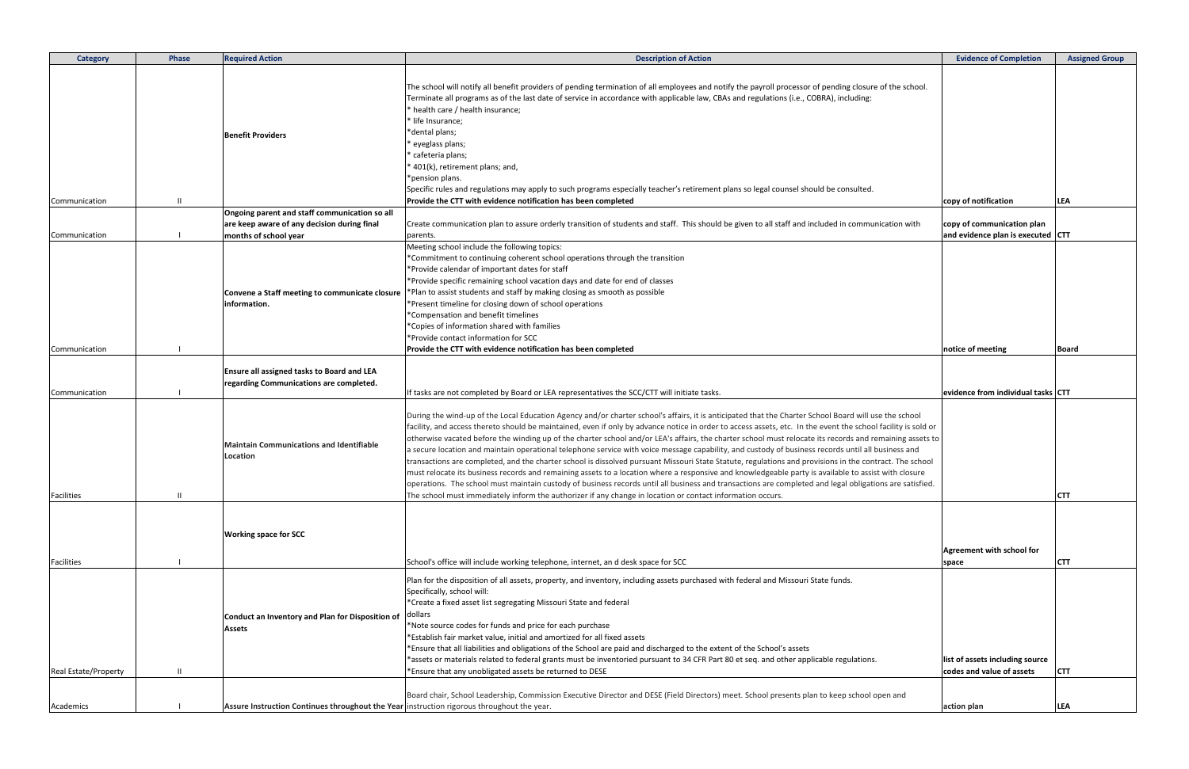| Category | Phase | Required Action | Description of Action | Evidence of Completion | Assigned Group |
|---|---|---|---|---|---|
| Communication | II | **Benefit Providers** | The school will notify all benefit providers of pending termination of all employees and notify the payroll processor of pending closure of the school. Terminate all programs as of the last date of service in accordance with applicable law, CBAs and regulations (i.e., COBRA), including:<br>* health care / health insurance;<br>* life Insurance;<br>*dental plans;<br>* eyeglass plans;<br>* cafeteria plans;<br>* 401(k), retirement plans; and,<br>*pension plans.<br>Specific rules and regulations may apply to such programs especially teacher's retirement plans so legal counsel should be consulted.<br>**Provide the CTT with evidence notification has been completed** | copy of notification | LEA |
| Communication | I | **Ongoing parent and staff communication so all are keep aware of any decision during final months of school year** | Create communication plan to assure orderly transition of students and staff. This should be given to all staff and included in communication with parents. | copy of communication plan and evidence plan is executed | CTT |
| Communication | I | **Convene a Staff meeting to communicate closure information.** | Meeting school include the following topics:<br>*Commitment to continuing coherent school operations through the transition<br>*Provide calendar of important dates for staff<br>*Provide specific remaining school vacation days and date for end of classes<br>*Plan to assist students and staff by making closing as smooth as possible<br>*Present timeline for closing down of school operations<br>*Compensation and benefit timelines<br>*Copies of information shared with families<br>*Provide contact information for SCC<br>**Provide the CTT with evidence notification has been completed** | notice of meeting | Board |
| Communication | I | **Ensure all assigned tasks to Board and LEA regarding Communications are completed.** | If tasks are not completed by Board or LEA representatives the SCC/CTT will initiate tasks. | evidence from individual tasks | CTT |
| Facilities | II | **Maintain Communications and Identifiable Location** | During the wind-up of the Local Education Agency and/or charter school's affairs, it is anticipated that the Charter School Board will use the school facility, and access thereto should be maintained, even if only by advance notice in order to access assets, etc. In the event the school facility is sold or otherwise vacated before the winding up of the charter school and/or LEA's affairs, the charter school must relocate its records and remaining assets to a secure location and maintain operational telephone service with voice message capability, and custody of business records until all business and transactions are completed, and the charter school is dissolved pursuant Missouri State Statute, regulations and provisions in the contract. The school must relocate its business records and remaining assets to a location where a responsible and knowledgeable party is available to assist with closure operations. The school must maintain custody of business records until all business and transactions are completed and legal obligations are satisfied. The school must immediately inform the authorizer if any change in location or contact information occurs. | | CTT |
| Facilities | I | **Working space for SCC** | School's office will include working telephone, internet, an d desk space for SCC | Agreement with school for space | CTT |
| Real Estate/Property | II | **Conduct an Inventory and Plan for Disposition of Assets** | Plan for the disposition of all assets, property, and inventory, including assets purchased with federal and Missouri State funds.<br>Specifically, school will:<br>*Create a fixed asset list segregating Missouri State and federal dollars<br>*Note source codes for funds and price for each purchase<br>*Establish fair market value, initial and amortized for all fixed assets<br>*Ensure that all liabilities and obligations of the School are paid and discharged to the extent of the School's assets<br>*assets or materials related to federal grants must be inventoried pursuant to 34 CFR Part 80 et seq. and other applicable regulations.<br>*Ensure that any unobligated assets be returned to DESE | list of assets including source codes and value of assets | CTT |
| Academics | I | **Assure Instruction Continues throughout the Year** | Board chair, School Leadership, Commission Executive Director and DESE (Field Directors) meet. School presents plan to keep school open and instruction rigorous throughout the year. | action plan | LEA |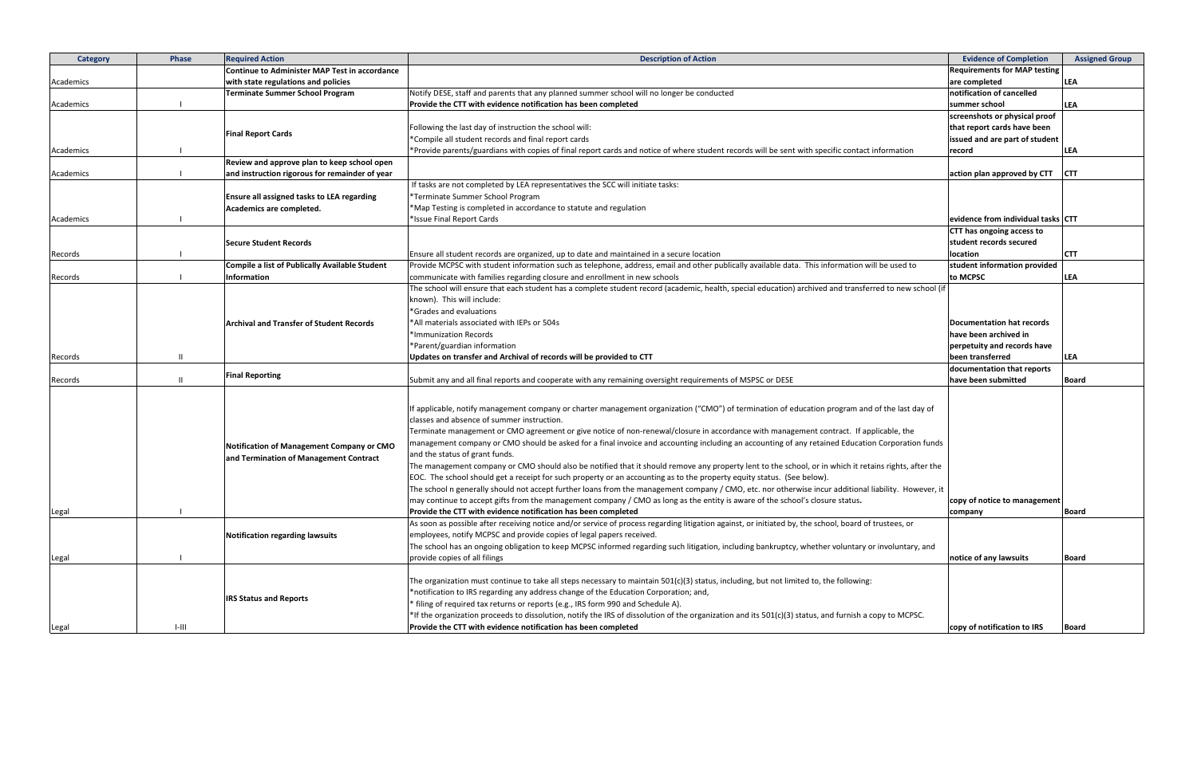| Category | Phase | Required Action | Description of Action | Evidence of Completion | Assigned Group |
|---|---|---|---|---|---|
| Academics | | **Continue to Administer MAP Test in accordance with state regulations and policies** | | **Requirements for MAP testing are completed** | **LEA** |
| Academics | I | **Terminate Summer School Program** | Notify DESE, staff and parents that any planned summer school will no longer be conducted<br>**Provide the CTT with evidence notification has been completed** | **notification of cancelled summer school** | **LEA** |
| Academics | I | **Final Report Cards** | Following the last day of instruction the school will:<br>*Compile all student records and final report cards<br>*Provide parents/guardians with copies of final report cards and notice of where student records will be sent with specific contact information | **screenshots or physical proof that report cards have been issued and are part of student record** | **LEA** |
| Academics | I | **Review and approve plan to keep school open and instruction rigorous for remainder of year** | | **action plan approved by CTT** | **CTT** |
| Academics | I | **Ensure all assigned tasks to LEA regarding Academics are completed.** | If tasks are not completed by LEA representatives the SCC will initiate tasks:<br>*Terminate Summer School Program<br>*Map Testing is completed in accordance to statute and regulation<br>*Issue Final Report Cards | **evidence from individual tasks** | **CTT** |
| Records | I | **Secure Student Records** | Ensure all student records are organized, up to date and maintained in a secure location | **CTT has ongoing access to student records secured location** | **CTT** |
| Records | I | **Compile a list of Publically Available Student Information** | Provide MCPSC with student information such as telephone, address, email and other publically available data. This information will be used to communicate with families regarding closure and enrollment in new schools | **student information provided to MCPSC** | **LEA** |
| Records | II | **Archival and Transfer of Student Records** | The school will ensure that each student has a complete student record (academic, health, special education) archived and transferred to new school (if known). This will include:<br>*Grades and evaluations<br>*All materials associated with IEPs or 504s<br>*Immunization Records<br>*Parent/guardian information<br>**Updates on transfer and Archival of records will be provided to CTT** | **Documentation hat records have been archived in perpetuity and records have been transferred** | **LEA** |
| Records | II | **Final Reporting** | Submit any and all final reports and cooperate with any remaining oversight requirements of MSPSC or DESE | **documentation that reports have been submitted** | **Board** |
| Legal | I | **Notification of Management Company or CMO and Termination of Management Contract** | If applicable, notify management company or charter management organization ("CMO") of termination of education program and of the last day of classes and absence of summer instruction.<br>Terminate management or CMO agreement or give notice of non-renewal/closure in accordance with management contract. If applicable, the management company or CMO should be asked for a final invoice and accounting including an accounting of any retained Education Corporation funds and the status of grant funds.<br>The management company or CMO should also be notified that it should remove any property lent to the school, or in which it retains rights, after the EOC. The school should get a receipt for such property or an accounting as to the property equity status. (See below).<br>The school n generally should not accept further loans from the management company / CMO, etc. nor otherwise incur additional liability. However, it may continue to accept gifts from the management company / CMO as long as the entity is aware of the school's closure status.<br>**Provide the CTT with evidence notification has been completed** | **copy of notice to management company** | **Board** |
| Legal | I | **Notification regarding lawsuits** | As soon as possible after receiving notice and/or service of process regarding litigation against, or initiated by, the school, board of trustees, or employees, notify MCPSC and provide copies of legal papers received.<br>The school has an ongoing obligation to keep MCPSC informed regarding such litigation, including bankruptcy, whether voluntary or involuntary, and provide copies of all filings | **notice of any lawsuits** | **Board** |
| Legal | I-III | **IRS Status and Reports** | The organization must continue to take all steps necessary to maintain 501(c)(3) status, including, but not limited to, the following:<br>*notification to IRS regarding any address change of the Education Corporation; and,<br>* filing of required tax returns or reports (e.g., IRS form 990 and Schedule A).<br>*If the organization proceeds to dissolution, notify the IRS of dissolution of the organization and its 501(c)(3) status, and furnish a copy to MCPSC.<br>**Provide the CTT with evidence notification has been completed** | **copy of notification to IRS** | **Board** |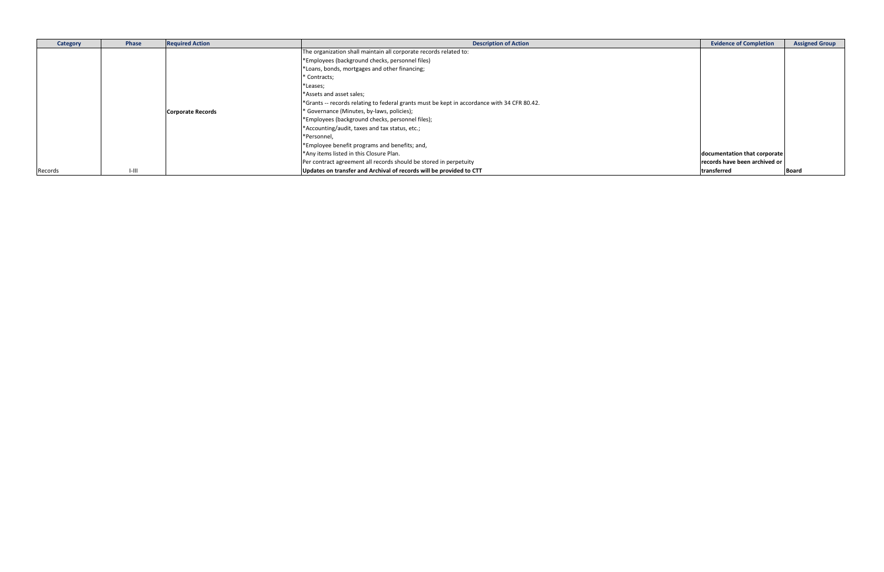| Category | Phase | Required Action | Description of Action | Evidence of Completion | Assigned Group |
|---|---|---|---|---|---|
| Records | I-III | **Corporate Records** | The organization shall maintain all corporate records related to:<br>*Employees (background checks, personnel files)<br>*Loans, bonds, mortgages and other financing;<br>* Contracts;<br>*Leases;<br>*Assets and asset sales;<br>*Grants -- records relating to federal grants must be kept in accordance with 34 CFR 80.42.<br>* Governance (Minutes, by-laws, policies);<br>*Employees (background checks, personnel files);<br>*Accounting/audit, taxes and tax status, etc.;<br>*Personnel,<br>*Employee benefit programs and benefits; and,<br>*Any items listed in this Closure Plan.<br>Per contract agreement all records should be stored in perpetuity<br>**Updates on transfer and Archival of records will be provided to CTT** | **documentation that corporate records have been archived or transferred** | **Board** |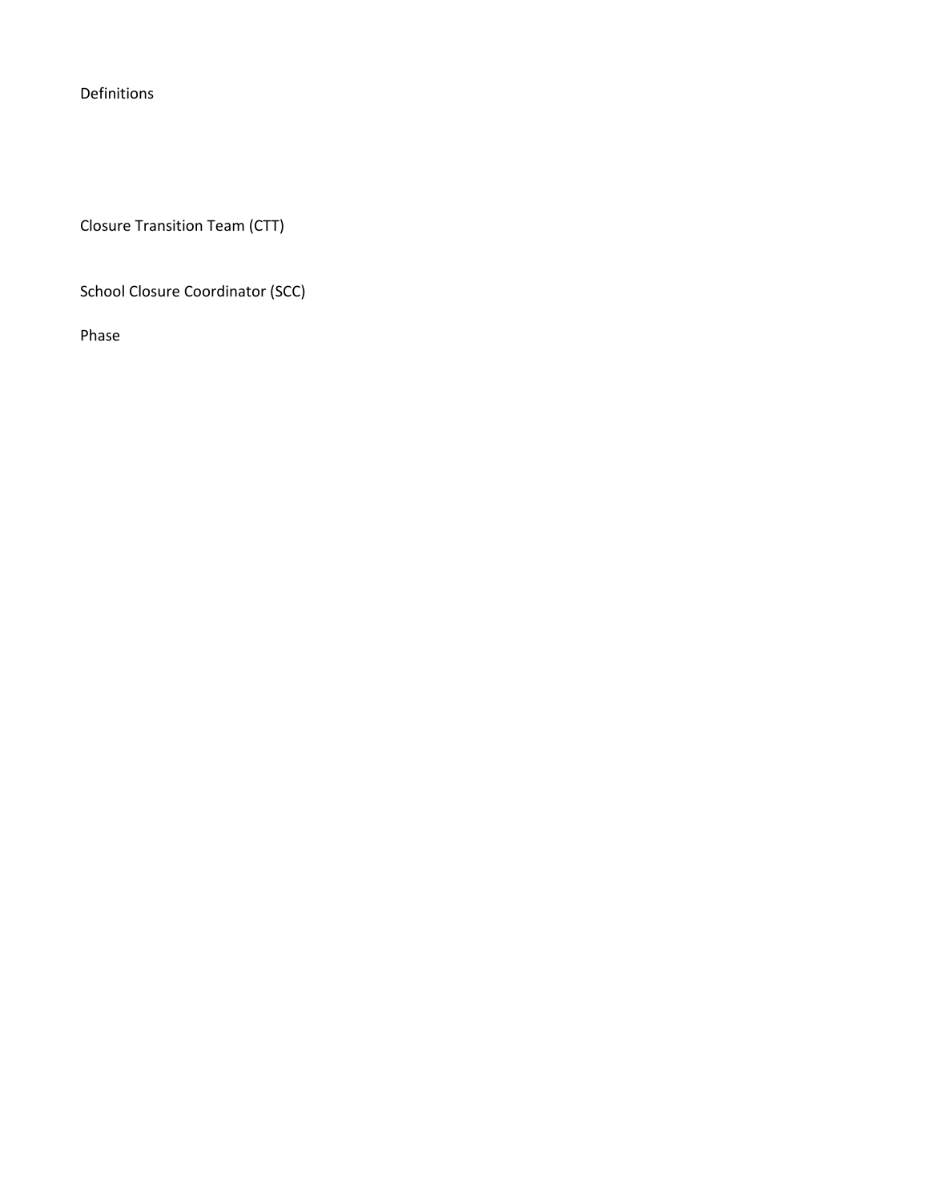Definitions

Closure Transition Team (CTT)

School Closure Coordinator (SCC)

Phase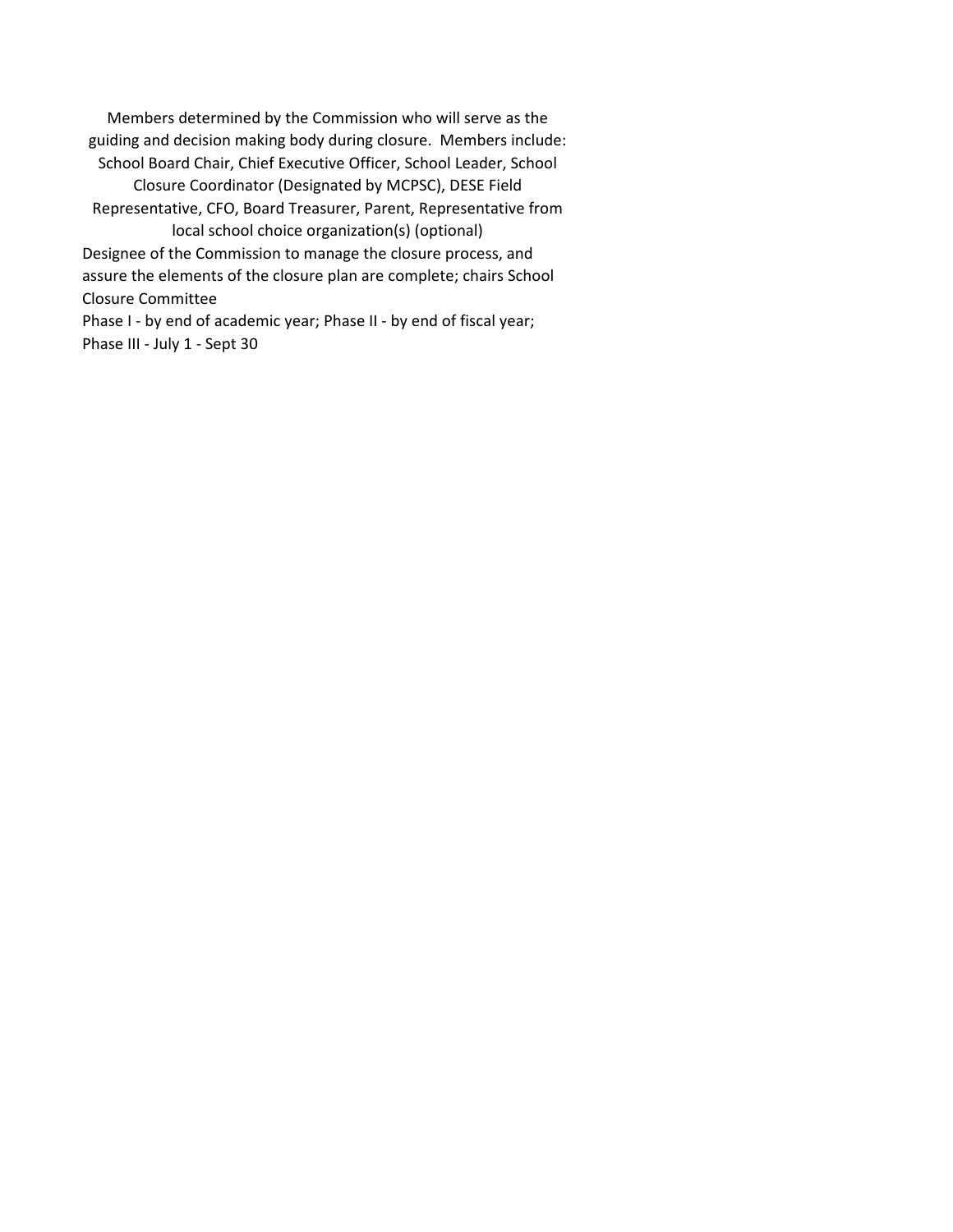Members determined by the Commission who will serve as the guiding and decision making body during closure. Members include: School Board Chair, Chief Executive Officer, School Leader, School Closure Coordinator (Designated by MCPSC), DESE Field Representative, CFO, Board Treasurer, Parent, Representative from local school choice organization(s) (optional)

Designee of the Commission to manage the closure process, and assure the elements of the closure plan are complete; chairs School Closure Committee

Phase I - by end of academic year; Phase II - by end of fiscal year; Phase III - July 1 - Sept 30